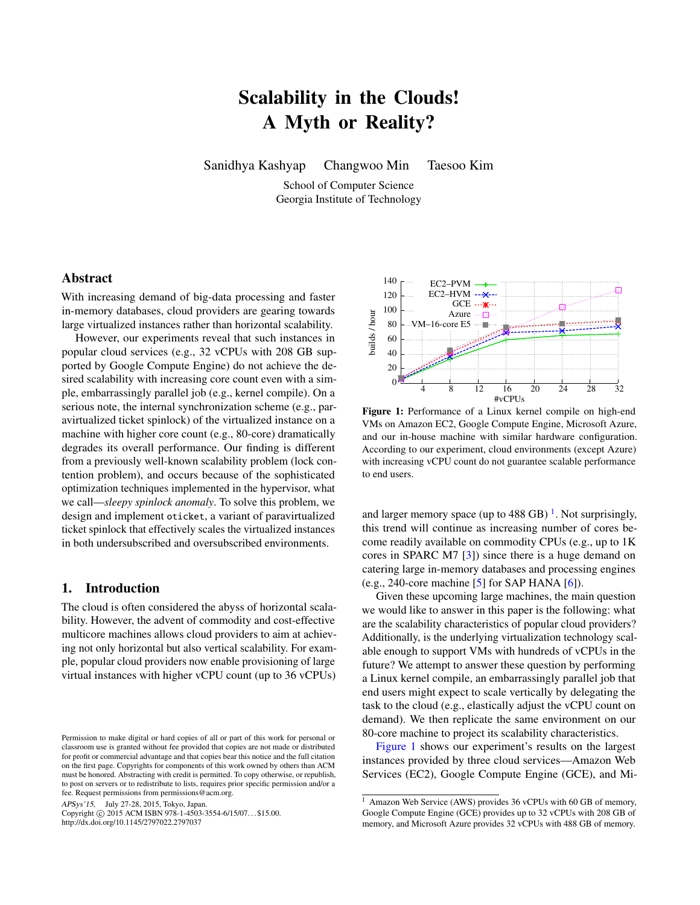# Scalability in the Clouds! A Myth or Reality?

Sanidhya Kashyap  Changwoo Min  Taesoo Kim

School of Computer Science
Georgia Institute of Technology

## Abstract

With increasing demand of big-data processing and faster in-memory databases, cloud providers are gearing towards large virtualized instances rather than horizontal scalability.

However, our experiments reveal that such instances in popular cloud services (e.g., 32 vCPUs with 208 GB supported by Google Compute Engine) do not achieve the desired scalability with increasing core count even with a simple, embarrassingly parallel job (e.g., kernel compile). On a serious note, the internal synchronization scheme (e.g., paravirtualized ticket spinlock) of the virtualized instance on a machine with higher core count (e.g., 80-core) dramatically degrades its overall performance. Our finding is different from a previously well-known scalability problem (lock contention problem), and occurs because of the sophisticated optimization techniques implemented in the hypervisor, what we call—*sleepy spinlock anomaly*. To solve this problem, we design and implement `oticket`, a variant of paravirtualized ticket spinlock that effectively scales the virtualized instances in both undersubscribed and oversubscribed environments.

## 1. Introduction

The cloud is often considered the abyss of horizontal scalability. However, the advent of commodity and cost-effective multicore machines allows cloud providers to aim at achieving not only horizontal but also vertical scalability. For example, popular cloud providers now enable provisioning of large virtual instances with higher vCPU count (up to 36 vCPUs) and larger memory space (up to 488 GB) [1]. Not surprisingly, this trend will continue as increasing number of cores become readily available on commodity CPUs (e.g., up to 1K cores in SPARC M7 [3]) since there is a huge demand on catering large in-memory databases and processing engines (e.g., 240-core machine [5] for SAP HANA [6]).

**Figure 1:** Performance of a Linux kernel compile on high-end VMs on Amazon EC2, Google Compute Engine, Microsoft Azure, and our in-house machine with similar hardware configuration. According to our experiment, cloud environments (except Azure) with increasing vCPU count do not guarantee scalable performance to end users.

Given these upcoming large machines, the main question we would like to answer in this paper is the following: what are the scalability characteristics of popular cloud providers? Additionally, is the underlying virtualization technology scalable enough to support VMs with hundreds of vCPUs in the future? We attempt to answer these question by performing a Linux kernel compile, an embarrassingly parallel job that end users might expect to scale vertically by delegating the task to the cloud (e.g., elastically adjust the vCPU count on demand). We then replicate the same environment on our 80-core machine to project its scalability characteristics.

Figure 1 shows our experiment's results on the largest instances provided by three cloud services—Amazon Web Services (EC2), Google Compute Engine (GCE), and Mi-

[1] Amazon Web Service (AWS) provides 36 vCPUs with 60 GB of memory, Google Compute Engine (GCE) provides up to 32 vCPUs with 208 GB of memory, and Microsoft Azure provides 32 vCPUs with 488 GB of memory.

Permission to make digital or hard copies of all or part of this work for personal or classroom use is granted without fee provided that copies are not made or distributed for profit or commercial advantage and that copies bear this notice and the full citation on the first page. Copyrights for components of this work owned by others than ACM must be honored. Abstracting with credit is permitted. To copy otherwise, or republish, to post on servers or to redistribute to lists, requires prior specific permission and/or a fee. Request permissions from permissions@acm.org.

*APSys'15*, July 27-28, 2015, Tokyo, Japan.
Copyright © 2015 ACM ISBN 978-1-4503-3554-6/15/07…$15.00.
http://dx.doi.org/10.1145/2797022.2797037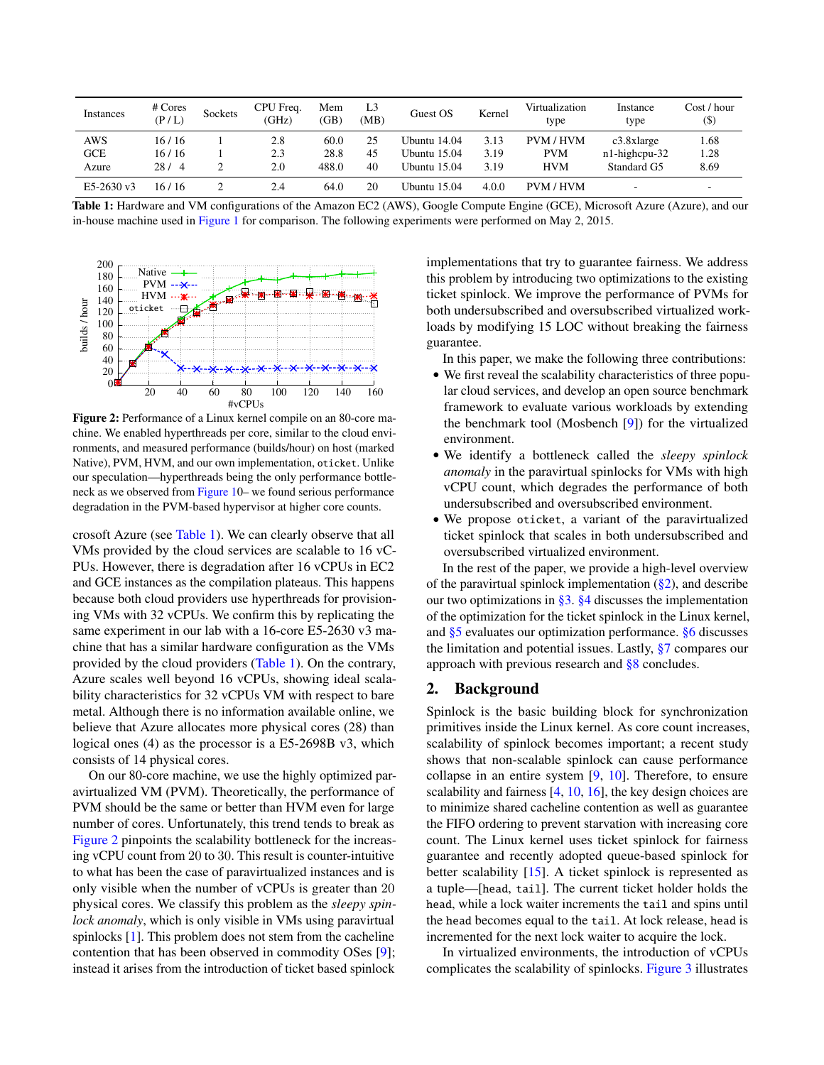| Instances | # Cores (P / L) | Sockets | CPU Freq. (GHz) | Mem (GB) | L3 (MB) | Guest OS | Kernel | Virtualization type | Instance type | Cost / hour ($) |
|---|---|---|---|---|---|---|---|---|---|---|
| AWS | 16 / 16 | 1 | 2.8 | 60.0 | 25 | Ubuntu 14.04 | 3.13 | PVM / HVM | c3.8xlarge | 1.68 |
| GCE | 16 / 16 | 1 | 2.3 | 28.8 | 45 | Ubuntu 15.04 | 3.19 | PVM | n1-highcpu-32 | 1.28 |
| Azure | 28 / 4 | 2 | 2.0 | 488.0 | 40 | Ubuntu 15.04 | 3.19 | HVM | Standard G5 | 8.69 |
| E5-2630 v3 | 16 / 16 | 2 | 2.4 | 64.0 | 20 | Ubuntu 15.04 | 4.0.0 | PVM / HVM | - | - |

**Table 1:** Hardware and VM configurations of the Amazon EC2 (AWS), Google Compute Engine (GCE), Microsoft Azure (Azure), and our in-house machine used in Figure 1 for comparison. The following experiments were performed on May 2, 2015.

**Figure 2:** Performance of a Linux kernel compile on an 80-core machine. We enabled hyperthreads per core, similar to the cloud environments, and measured performance (builds/hour) on host (marked Native), PVM, HVM, and our own implementation, `oticket`. Unlike our speculation—hyperthreads being the only performance bottleneck as we observed from Figure 10– we found serious performance degradation in the PVM-based hypervisor at higher core counts.

crosoft Azure (see Table 1). We can clearly observe that all VMs provided by the cloud services are scalable to 16 vCPUs. However, there is degradation after 16 vCPUs in EC2 and GCE instances as the compilation plateaus. This happens because both cloud providers use hyperthreads for provisioning VMs with 32 vCPUs. We confirm this by replicating the same experiment in our lab with a 16-core E5-2630 v3 machine that has a similar hardware configuration as the VMs provided by the cloud providers (Table 1). On the contrary, Azure scales well beyond 16 vCPUs, showing ideal scalability characteristics for 32 vCPUs VM with respect to bare metal. Although there is no information available online, we believe that Azure allocates more physical cores (28) than logical ones (4) as the processor is a E5-2698B v3, which consists of 14 physical cores.

On our 80-core machine, we use the highly optimized paravirtualized VM (PVM). Theoretically, the performance of PVM should be the same or better than HVM even for large number of cores. Unfortunately, this trend tends to break as Figure 2 pinpoints the scalability bottleneck for the increasing vCPU count from 20 to 30. This result is counter-intuitive to what has been the case of paravirtualized instances and is only visible when the number of vCPUs is greater than 20 physical cores. We classify this problem as the *sleepy spinlock anomaly*, which is only visible in VMs using paravirtual spinlocks [1]. This problem does not stem from the cacheline contention that has been observed in commodity OSes [9]; instead it arises from the introduction of ticket based spinlock implementations that try to guarantee fairness. We address this problem by introducing two optimizations to the existing ticket spinlock. We improve the performance of PVMs for both undersubscribed and oversubscribed virtualized workloads by modifying 15 LOC without breaking the fairness guarantee.

In this paper, we make the following three contributions:

- We first reveal the scalability characteristics of three popular cloud services, and develop an open source benchmark framework to evaluate various workloads by extending the benchmark tool (Mosbench [9]) for the virtualized environment.
- We identify a bottleneck called the *sleepy spinlock anomaly* in the paravirtual spinlocks for VMs with high vCPU count, which degrades the performance of both undersubscribed and oversubscribed environment.
- We propose `oticket`, a variant of the paravirtualized ticket spinlock that scales in both undersubscribed and oversubscribed virtualized environment.

In the rest of the paper, we provide a high-level overview of the paravirtual spinlock implementation (§2), and describe our two optimizations in §3. §4 discusses the implementation of the optimization for the ticket spinlock in the Linux kernel, and §5 evaluates our optimization performance. §6 discusses the limitation and potential issues. Lastly, §7 compares our approach with previous research and §8 concludes.

## 2. Background

Spinlock is the basic building block for synchronization primitives inside the Linux kernel. As core count increases, scalability of spinlock becomes important; a recent study shows that non-scalable spinlock can cause performance collapse in an entire system [9, 10]. Therefore, to ensure scalability and fairness [4, 10, 16], the key design choices are to minimize shared cacheline contention as well as guarantee the FIFO ordering to prevent starvation with increasing core count. The Linux kernel uses ticket spinlock for fairness guarantee and recently adopted queue-based spinlock for better scalability [15]. A ticket spinlock is represented as a tuple—[`head`, `tail`]. The current ticket holder holds the `head`, while a lock waiter increments the `tail` and spins until the `head` becomes equal to the `tail`. At lock release, `head` is incremented for the next lock waiter to acquire the lock.

In virtualized environments, the introduction of vCPUs complicates the scalability of spinlocks. Figure 3 illustrates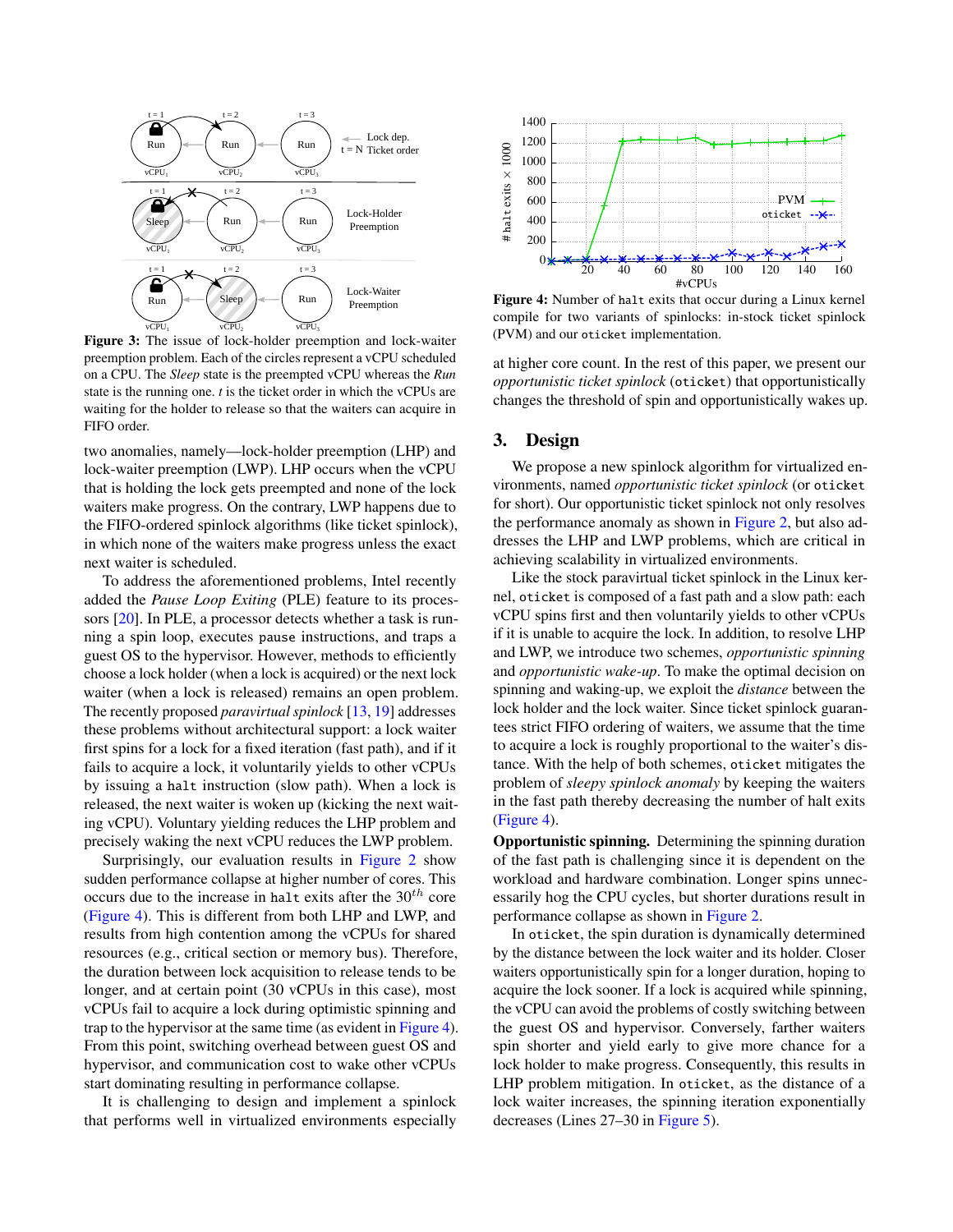**Figure 3:** The issue of lock-holder preemption and lock-waiter preemption problem. Each of the circles represent a vCPU scheduled on a CPU. The *Sleep* state is the preempted vCPU whereas the *Run* state is the running one. *t* is the ticket order in which the vCPUs are waiting for the holder to release so that the waiters can acquire in FIFO order.

two anomalies, namely—lock-holder preemption (LHP) and lock-waiter preemption (LWP). LHP occurs when the vCPU that is holding the lock gets preempted and none of the lock waiters make progress. On the contrary, LWP happens due to the FIFO-ordered spinlock algorithms (like ticket spinlock), in which none of the waiters make progress unless the exact next waiter is scheduled.

To address the aforementioned problems, Intel recently added the *Pause Loop Exiting* (PLE) feature to its processors [20]. In PLE, a processor detects whether a task is running a spin loop, executes `pause` instructions, and traps a guest OS to the hypervisor. However, methods to efficiently choose a lock holder (when a lock is acquired) or the next lock waiter (when a lock is released) remains an open problem. The recently proposed *paravirtual spinlock* [13, 19] addresses these problems without architectural support: a lock waiter first spins for a lock for a fixed iteration (fast path), and if it fails to acquire a lock, it voluntarily yields to other vCPUs by issuing a `halt` instruction (slow path). When a lock is released, the next waiter is woken up (kicking the next waiting vCPU). Voluntary yielding reduces the LHP problem and precisely waking the next vCPU reduces the LWP problem.

Surprisingly, our evaluation results in Figure 2 show sudden performance collapse at higher number of cores. This occurs due to the increase in `halt` exits after the $30^{th}$ core (Figure 4). This is different from both LHP and LWP, and results from high contention among the vCPUs for shared resources (e.g., critical section or memory bus). Therefore, the duration between lock acquisition to release tends to be longer, and at certain point (30 vCPUs in this case), most vCPUs fail to acquire a lock during optimistic spinning and trap to the hypervisor at the same time (as evident in Figure 4). From this point, switching overhead between guest OS and hypervisor, and communication cost to wake other vCPUs start dominating resulting in performance collapse.

It is challenging to design and implement a spinlock that performs well in virtualized environments especially at higher core count. In the rest of this paper, we present our *opportunistic ticket spinlock* (`oticket`) that opportunistically changes the threshold of spin and opportunistically wakes up.

**Figure 4:** Number of `halt` exits that occur during a Linux kernel compile for two variants of spinlocks: in-stock ticket spinlock (PVM) and our `oticket` implementation.

## 3. Design

We propose a new spinlock algorithm for virtualized environments, named *opportunistic ticket spinlock* (or `oticket` for short). Our opportunistic ticket spinlock not only resolves the performance anomaly as shown in Figure 2, but also addresses the LHP and LWP problems, which are critical in achieving scalability in virtualized environments.

Like the stock paravirtual ticket spinlock in the Linux kernel, `oticket` is composed of a fast path and a slow path: each vCPU spins first and then voluntarily yields to other vCPUs if it is unable to acquire the lock. In addition, to resolve LHP and LWP, we introduce two schemes, *opportunistic spinning* and *opportunistic wake-up*. To make the optimal decision on spinning and waking-up, we exploit the *distance* between the lock holder and the lock waiter. Since ticket spinlock guarantees strict FIFO ordering of waiters, we assume that the time to acquire a lock is roughly proportional to the waiter's distance. With the help of both schemes, `oticket` mitigates the problem of *sleepy spinlock anomaly* by keeping the waiters in the fast path thereby decreasing the number of halt exits (Figure 4).

**Opportunistic spinning.** Determining the spinning duration of the fast path is challenging since it is dependent on the workload and hardware combination. Longer spins unnecessarily hog the CPU cycles, but shorter durations result in performance collapse as shown in Figure 2.

In `oticket`, the spin duration is dynamically determined by the distance between the lock waiter and its holder. Closer waiters opportunistically spin for a longer duration, hoping to acquire the lock sooner. If a lock is acquired while spinning, the vCPU can avoid the problems of costly switching between the guest OS and hypervisor. Conversely, farther waiters spin shorter and yield early to give more chance for a lock holder to make progress. Consequently, this results in LHP problem mitigation. In `oticket`, as the distance of a lock waiter increases, the spinning iteration exponentially decreases (Lines 27–30 in Figure 5).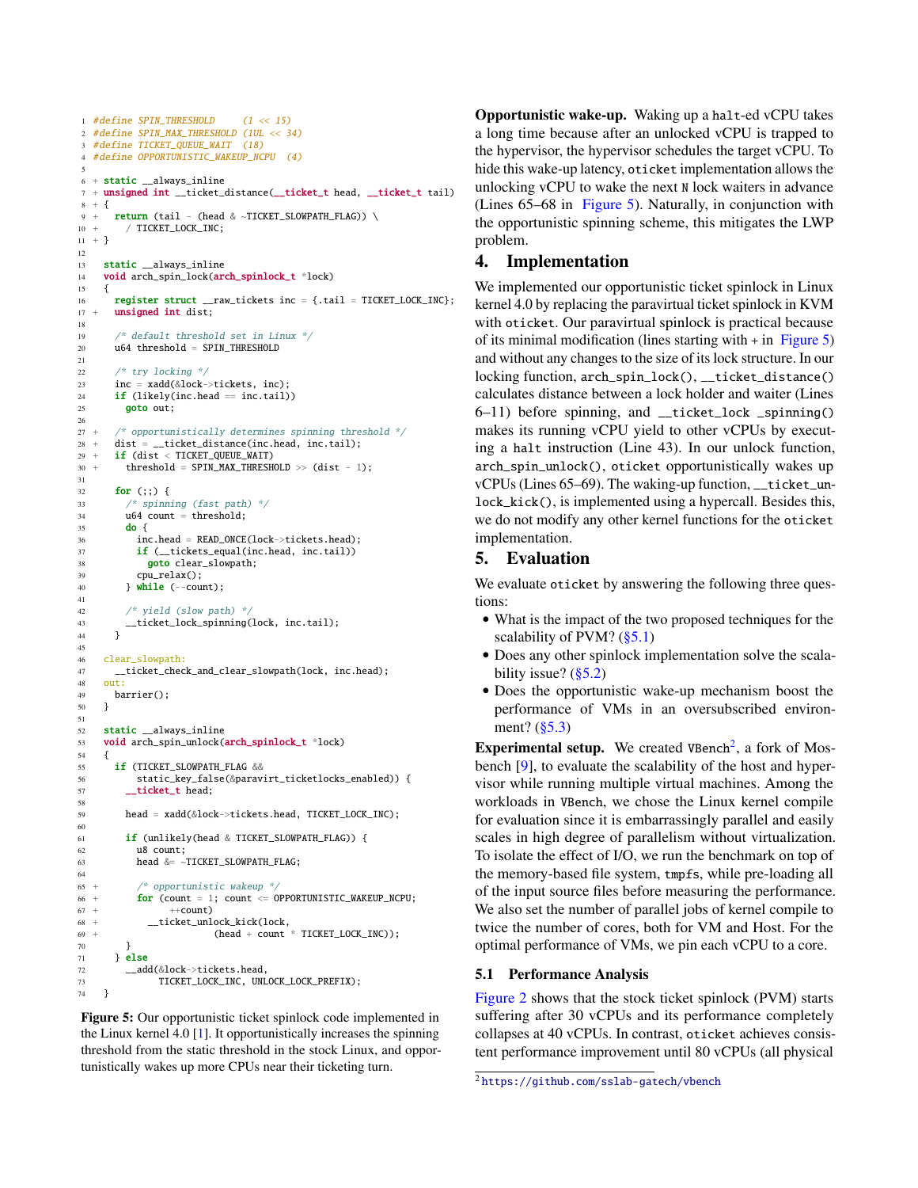```
1  #define SPIN_THRESHOLD     (1 << 15)
2  #define SPIN_MAX_THRESHOLD (1UL << 34)
3  #define TICKET_QUEUE_WAIT  (18)
4  #define OPPORTUNISTIC_WAKEUP_NCPU  (4)
5
6  + static __always_inline
7  + unsigned int __ticket_distance(__ticket_t head, __ticket_t tail)
8  + {
9  +   return (tail - (head & ~TICKET_SLOWPATH_FLAG)) \
10 +     / TICKET_LOCK_INC;
11 + }
12
13   static __always_inline
14   void arch_spin_lock(arch_spinlock_t *lock)
15   {
16     register struct __raw_tickets inc = {.tail = TICKET_LOCK_INC};
17 +   unsigned int dist;
18
19     /* default threshold set in Linux */
20     u64 threshold = SPIN_THRESHOLD
21
22     /* try locking */
23     inc = xadd(&lock->tickets, inc);
24     if (likely(inc.head == inc.tail))
25       goto out;
26
27 +   /* opportunistically determines spinning threshold */
28 +   dist = __ticket_distance(inc.head, inc.tail);
29 +   if (dist < TICKET_QUEUE_WAIT)
30 +     threshold = SPIN_MAX_THRESHOLD >> (dist - 1);
31
32     for (;;) {
33       /* spinning (fast path) */
34       u64 count = threshold;
35       do {
36         inc.head = READ_ONCE(lock->tickets.head);
37         if (__tickets_equal(inc.head, inc.tail))
38           goto clear_slowpath;
39         cpu_relax();
40       } while (--count);
41
42       /* yield (slow path) */
43       __ticket_lock_spinning(lock, inc.tail);
44     }
45
46   clear_slowpath:
47     __ticket_check_and_clear_slowpath(lock, inc.head);
48   out:
49     barrier();
50   }
51
52   static __always_inline
53   void arch_spin_unlock(arch_spinlock_t *lock)
54   {
55     if (TICKET_SLOWPATH_FLAG &&
56         static_key_false(&paravirt_ticketlocks_enabled)) {
57       __ticket_t head;
58
59       head = xadd(&lock->tickets.head, TICKET_LOCK_INC);
60
61       if (unlikely(head & TICKET_SLOWPATH_FLAG)) {
62         u8 count;
63         head &= ~TICKET_SLOWPATH_FLAG;
64
65 +       /* opportunistic wakeup */
66 +       for (count = 1; count <= OPPORTUNISTIC_WAKEUP_NCPU;
67 +            ++count)
68 +         __ticket_unlock_kick(lock,
69 +                    (head + count * TICKET_LOCK_INC));
70       }
71     } else
72       __add(&lock->tickets.head,
73             TICKET_LOCK_INC, UNLOCK_LOCK_PREFIX);
74   }
```

**Figure 5:** Our opportunistic ticket spinlock code implemented in the Linux kernel 4.0 [1]. It opportunistically increases the spinning threshold from the static threshold in the stock Linux, and opportunistically wakes up more CPUs near their ticketing turn.

**Opportunistic wake-up.** Waking up a `halt`-ed vCPU takes a long time because after an unlocked vCPU is trapped to the hypervisor, the hypervisor schedules the target vCPU. To hide this wake-up latency, `oticket` implementation allows the unlocking vCPU to wake the next `N` lock waiters in advance (Lines 65–68 in Figure 5). Naturally, in conjunction with the opportunistic spinning scheme, this mitigates the LWP problem.

# 4. Implementation

We implemented our opportunistic ticket spinlock in Linux kernel 4.0 by replacing the paravirtual ticket spinlock in KVM with `oticket`. Our paravirtual spinlock is practical because of its minimal modification (lines starting with + in Figure 5) and without any changes to the size of its lock structure. In our locking function, `arch_spin_lock()`, `__ticket_distance()` calculates distance between a lock holder and waiter (Lines 6–11) before spinning, and `__ticket_lock _spinning()` makes its running vCPU yield to other vCPUs by executing a `halt` instruction (Line 43). In our unlock function, `arch_spin_unlock()`, `oticket` opportunistically wakes up vCPUs (Lines 65–69). The waking-up function, `__ticket_unlock_kick()`, is implemented using a hypercall. Besides this, we do not modify any other kernel functions for the `oticket` implementation.

# 5. Evaluation

We evaluate `oticket` by answering the following three questions:

- What is the impact of the two proposed techniques for the scalability of PVM? (§5.1)
- Does any other spinlock implementation solve the scalability issue? (§5.2)
- Does the opportunistic wake-up mechanism boost the performance of VMs in an oversubscribed environment? (§5.3)

**Experimental setup.** We created `VBench`[2], a fork of Mosbench [9], to evaluate the scalability of the host and hypervisor while running multiple virtual machines. Among the workloads in `VBench`, we chose the Linux kernel compile for evaluation since it is embarrassingly parallel and easily scales in high degree of parallelism without virtualization. To isolate the effect of I/O, we run the benchmark on top of the memory-based file system, `tmpfs`, while pre-loading all of the input source files before measuring the performance. We also set the number of parallel jobs of kernel compile to twice the number of cores, both for VM and Host. For the optimal performance of VMs, we pin each vCPU to a core.

## 5.1 Performance Analysis

Figure 2 shows that the stock ticket spinlock (PVM) starts suffering after 30 vCPUs and its performance completely collapses at 40 vCPUs. In contrast, `oticket` achieves consistent performance improvement until 80 vCPUs (all physical

[2] https://github.com/sslab-gatech/vbench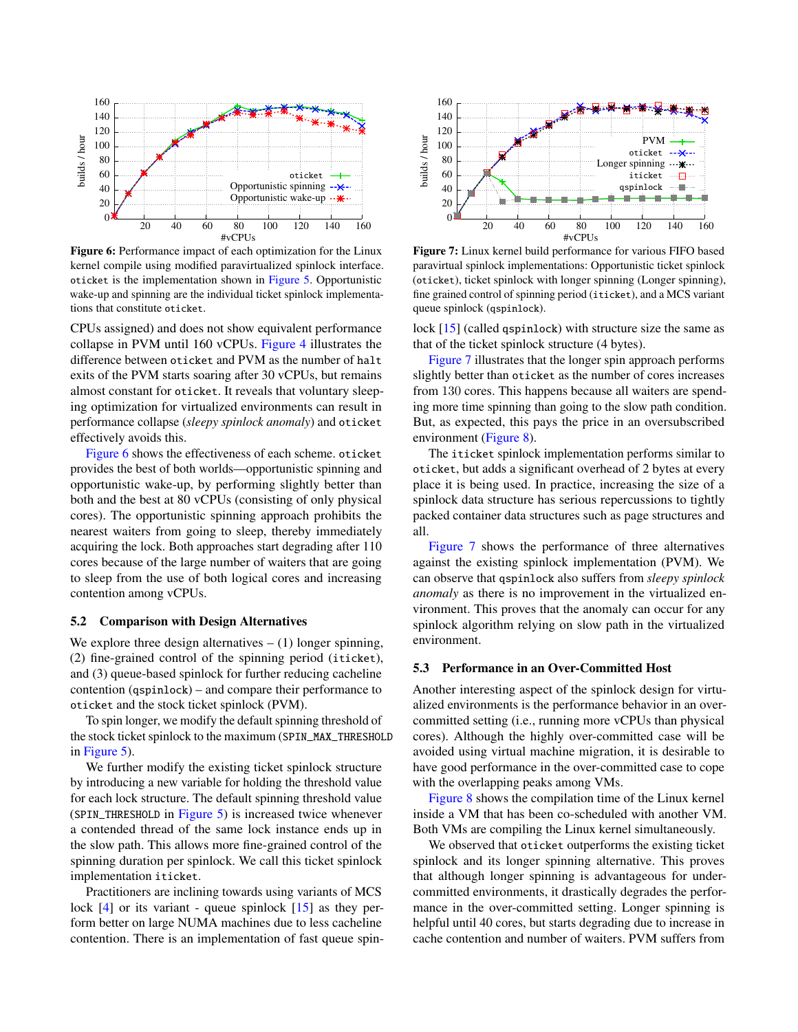Figure 6: Performance impact of each optimization for the Linux kernel compile using modified paravirtualized spinlock interface. `oticket` is the implementation shown in Figure 5. Opportunistic wake-up and spinning are the individual ticket spinlock implementations that constitute `oticket`.

Figure 7: Linux kernel build performance for various FIFO based paravirtual spinlock implementations: Opportunistic ticket spinlock (`oticket`), ticket spinlock with longer spinning (Longer spinning), fine grained control of spinning period (`iticket`), and a MCS variant queue spinlock (`qspinlock`).

CPUs assigned) and does not show equivalent performance collapse in PVM until 160 vCPUs. Figure 4 illustrates the difference between `oticket` and PVM as the number of `halt` exits of the PVM starts soaring after 30 vCPUs, but remains almost constant for `oticket`. It reveals that voluntary sleeping optimization for virtualized environments can result in performance collapse (*sleepy spinlock anomaly*) and `oticket` effectively avoids this.

Figure 6 shows the effectiveness of each scheme. `oticket` provides the best of both worlds—opportunistic spinning and opportunistic wake-up, by performing slightly better than both and the best at 80 vCPUs (consisting of only physical cores). The opportunistic spinning approach prohibits the nearest waiters from going to sleep, thereby immediately acquiring the lock. Both approaches start degrading after 110 cores because of the large number of waiters that are going to sleep from the use of both logical cores and increasing contention among vCPUs.

### 5.2 Comparison with Design Alternatives

We explore three design alternatives – (1) longer spinning, (2) fine-grained control of the spinning period (`iticket`), and (3) queue-based spinlock for further reducing cacheline contention (`qspinlock`) – and compare their performance to `oticket` and the stock ticket spinlock (PVM).

To spin longer, we modify the default spinning threshold of the stock ticket spinlock to the maximum (`SPIN_MAX_THRESHOLD` in Figure 5).

We further modify the existing ticket spinlock structure by introducing a new variable for holding the threshold value for each lock structure. The default spinning threshold value (`SPIN_THRESHOLD` in Figure 5) is increased twice whenever a contended thread of the same lock instance ends up in the slow path. This allows more fine-grained control of the spinning duration per spinlock. We call this ticket spinlock implementation `iticket`.

Practitioners are inclining towards using variants of MCS lock [4] or its variant - queue spinlock [15] as they perform better on large NUMA machines due to less cacheline contention. There is an implementation of fast queue spinlock [15] (called `qspinlock`) with structure size the same as that of the ticket spinlock structure (4 bytes).

Figure 7 illustrates that the longer spin approach performs slightly better than `oticket` as the number of cores increases from 130 cores. This happens because all waiters are spending more time spinning than going to the slow path condition. But, as expected, this pays the price in an oversubscribed environment (Figure 8).

The `iticket` spinlock implementation performs similar to `oticket`, but adds a significant overhead of 2 bytes at every place it is being used. In practice, increasing the size of a spinlock data structure has serious repercussions to tightly packed container data structures such as page structures and all.

Figure 7 shows the performance of three alternatives against the existing spinlock implementation (PVM). We can observe that `qspinlock` also suffers from *sleepy spinlock anomaly* as there is no improvement in the virtualized environment. This proves that the anomaly can occur for any spinlock algorithm relying on slow path in the virtualized environment.

### 5.3 Performance in an Over-Committed Host

Another interesting aspect of the spinlock design for virtualized environments is the performance behavior in an over-committed setting (i.e., running more vCPUs than physical cores). Although the highly over-committed case will be avoided using virtual machine migration, it is desirable to have good performance in the over-committed case to cope with the overlapping peaks among VMs.

Figure 8 shows the compilation time of the Linux kernel inside a VM that has been co-scheduled with another VM. Both VMs are compiling the Linux kernel simultaneously.

We observed that `oticket` outperforms the existing ticket spinlock and its longer spinning alternative. This proves that although longer spinning is advantageous for under-committed environments, it drastically degrades the performance in the over-committed setting. Longer spinning is helpful until 40 cores, but starts degrading due to increase in cache contention and number of waiters. PVM suffers from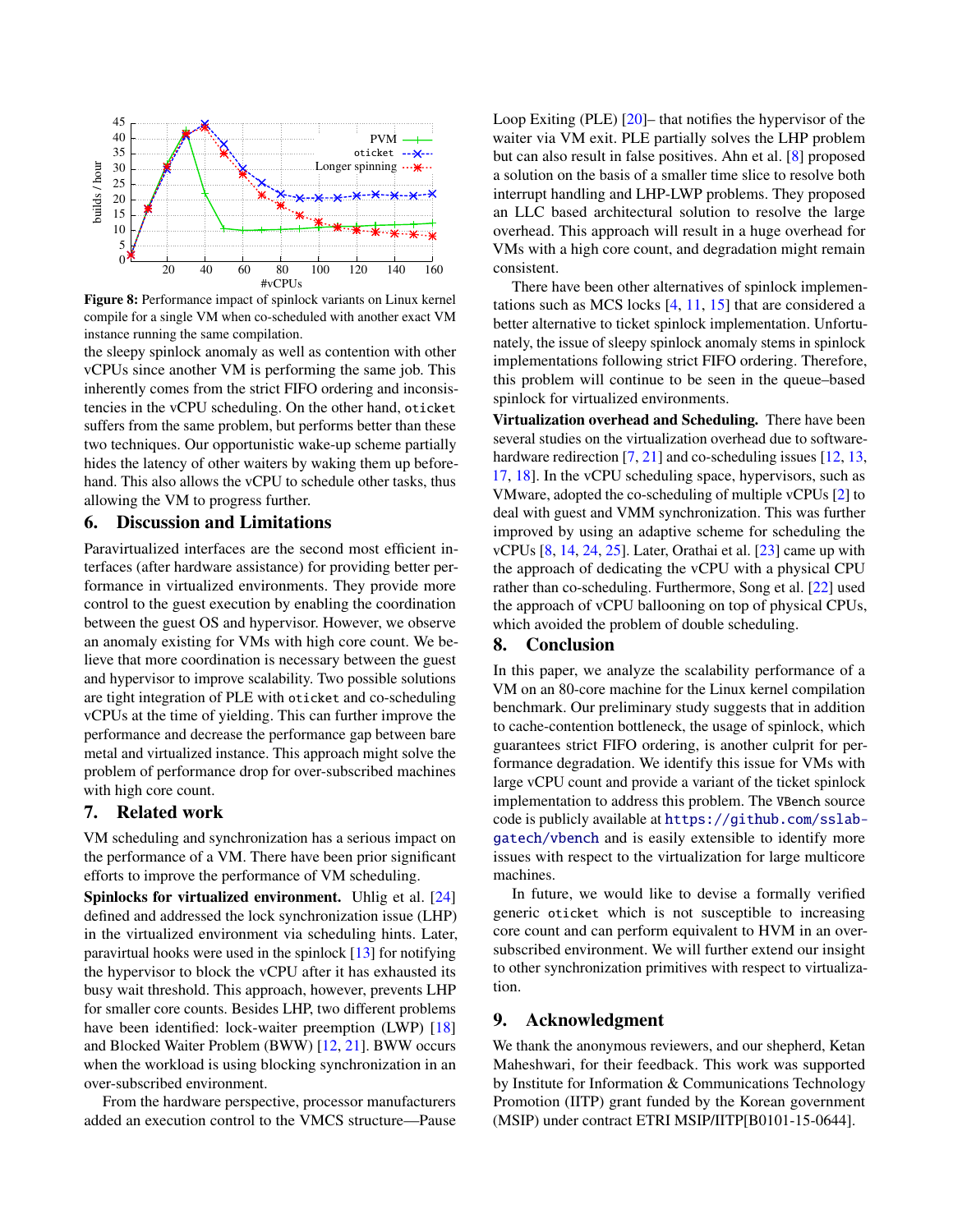**Figure 8:** Performance impact of spinlock variants on Linux kernel compile for a single VM when co-scheduled with another exact VM instance running the same compilation.

the sleepy spinlock anomaly as well as contention with other vCPUs since another VM is performing the same job. This inherently comes from the strict FIFO ordering and inconsistencies in the vCPU scheduling. On the other hand, `oticket` suffers from the same problem, but performs better than these two techniques. Our opportunistic wake-up scheme partially hides the latency of other waiters by waking them up beforehand. This also allows the vCPU to schedule other tasks, thus allowing the VM to progress further.

## 6. Discussion and Limitations

Paravirtualized interfaces are the second most efficient interfaces (after hardware assistance) for providing better performance in virtualized environments. They provide more control to the guest execution by enabling the coordination between the guest OS and hypervisor. However, we observe an anomaly existing for VMs with high core count. We believe that more coordination is necessary between the guest and hypervisor to improve scalability. Two possible solutions are tight integration of PLE with `oticket` and co-scheduling vCPUs at the time of yielding. This can further improve the performance and decrease the performance gap between bare metal and virtualized instance. This approach might solve the problem of performance drop for over-subscribed machines with high core count.

## 7. Related work

VM scheduling and synchronization has a serious impact on the performance of a VM. There have been prior significant efforts to improve the performance of VM scheduling.

**Spinlocks for virtualized environment.** Uhlig et al. [24] defined and addressed the lock synchronization issue (LHP) in the virtualized environment via scheduling hints. Later, paravirtual hooks were used in the spinlock [13] for notifying the hypervisor to block the vCPU after it has exhausted its busy wait threshold. This approach, however, prevents LHP for smaller core counts. Besides LHP, two different problems have been identified: lock-waiter preemption (LWP) [18] and Blocked Waiter Problem (BWW) [12, 21]. BWW occurs when the workload is using blocking synchronization in an over-subscribed environment.

From the hardware perspective, processor manufacturers added an execution control to the VMCS structure—Pause Loop Exiting (PLE) [20]– that notifies the hypervisor of the waiter via VM exit. PLE partially solves the LHP problem but can also result in false positives. Ahn et al. [8] proposed a solution on the basis of a smaller time slice to resolve both interrupt handling and LHP-LWP problems. They proposed an LLC based architectural solution to resolve the large overhead. This approach will result in a huge overhead for VMs with a high core count, and degradation might remain consistent.

There have been other alternatives of spinlock implementations such as MCS locks [4, 11, 15] that are considered a better alternative to ticket spinlock implementation. Unfortunately, the issue of sleepy spinlock anomaly stems in spinlock implementations following strict FIFO ordering. Therefore, this problem will continue to be seen in the queue–based spinlock for virtualized environments.

**Virtualization overhead and Scheduling.** There have been several studies on the virtualization overhead due to software-hardware redirection [7, 21] and co-scheduling issues [12, 13, 17, 18]. In the vCPU scheduling space, hypervisors, such as VMware, adopted the co-scheduling of multiple vCPUs [2] to deal with guest and VMM synchronization. This was further improved by using an adaptive scheme for scheduling the vCPUs [8, 14, 24, 25]. Later, Orathai et al. [23] came up with the approach of dedicating the vCPU with a physical CPU rather than co-scheduling. Furthermore, Song et al. [22] used the approach of vCPU ballooning on top of physical CPUs, which avoided the problem of double scheduling.

## 8. Conclusion

In this paper, we analyze the scalability performance of a VM on an 80-core machine for the Linux kernel compilation benchmark. Our preliminary study suggests that in addition to cache-contention bottleneck, the usage of spinlock, which guarantees strict FIFO ordering, is another culprit for performance degradation. We identify this issue for VMs with large vCPU count and provide a variant of the ticket spinlock implementation to address this problem. The `VBench` source code is publicly available at https://github.com/sslab-gatech/vbench and is easily extensible to identify more issues with respect to the virtualization for large multicore machines.

In future, we would like to devise a formally verified generic `oticket` which is not susceptible to increasing core count and can perform equivalent to HVM in an over-subscribed environment. We will further extend our insight to other synchronization primitives with respect to virtualization.

## 9. Acknowledgment

We thank the anonymous reviewers, and our shepherd, Ketan Maheshwari, for their feedback. This work was supported by Institute for Information & Communications Technology Promotion (IITP) grant funded by the Korean government (MSIP) under contract ETRI MSIP/IITP[B0101-15-0644].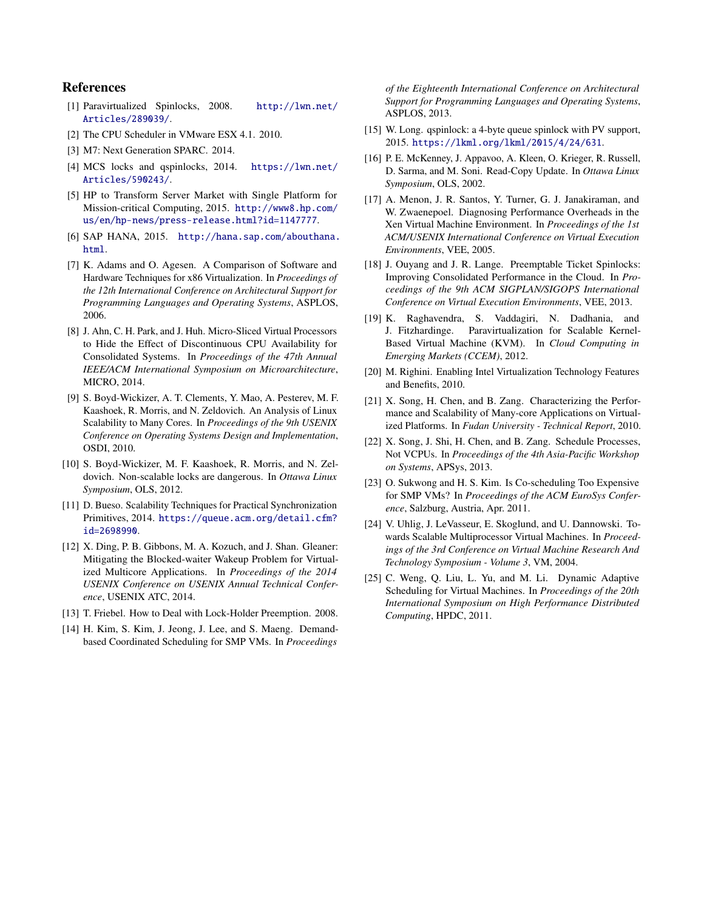## References

[1] Paravirtualized Spinlocks, 2008. http://lwn.net/Articles/289039/.

[2] The CPU Scheduler in VMware ESX 4.1. 2010.

[3] M7: Next Generation SPARC. 2014.

[4] MCS locks and qspinlocks, 2014. https://lwn.net/Articles/590243/.

[5] HP to Transform Server Market with Single Platform for Mission-critical Computing, 2015. http://www8.hp.com/us/en/hp-news/press-release.html?id=1147777.

[6] SAP HANA, 2015. http://hana.sap.com/abouthana.html.

[7] K. Adams and O. Agesen. A Comparison of Software and Hardware Techniques for x86 Virtualization. In *Proceedings of the 12th International Conference on Architectural Support for Programming Languages and Operating Systems*, ASPLOS, 2006.

[8] J. Ahn, C. H. Park, and J. Huh. Micro-Sliced Virtual Processors to Hide the Effect of Discontinuous CPU Availability for Consolidated Systems. In *Proceedings of the 47th Annual IEEE/ACM International Symposium on Microarchitecture*, MICRO, 2014.

[9] S. Boyd-Wickizer, A. T. Clements, Y. Mao, A. Pesterev, M. F. Kaashoek, R. Morris, and N. Zeldovich. An Analysis of Linux Scalability to Many Cores. In *Proceedings of the 9th USENIX Conference on Operating Systems Design and Implementation*, OSDI, 2010.

[10] S. Boyd-Wickizer, M. F. Kaashoek, R. Morris, and N. Zeldovich. Non-scalable locks are dangerous. In *Ottawa Linux Symposium*, OLS, 2012.

[11] D. Bueso. Scalability Techniques for Practical Synchronization Primitives, 2014. https://queue.acm.org/detail.cfm?id=2698990.

[12] X. Ding, P. B. Gibbons, M. A. Kozuch, and J. Shan. Gleaner: Mitigating the Blocked-waiter Wakeup Problem for Virtualized Multicore Applications. In *Proceedings of the 2014 USENIX Conference on USENIX Annual Technical Conference*, USENIX ATC, 2014.

[13] T. Friebel. How to Deal with Lock-Holder Preemption. 2008.

[14] H. Kim, S. Kim, J. Jeong, J. Lee, and S. Maeng. Demand-based Coordinated Scheduling for SMP VMs. In *Proceedings of the Eighteenth International Conference on Architectural Support for Programming Languages and Operating Systems*, ASPLOS, 2013.

[15] W. Long. qspinlock: a 4-byte queue spinlock with PV support, 2015. https://lkml.org/lkml/2015/4/24/631.

[16] P. E. McKenney, J. Appavoo, A. Kleen, O. Krieger, R. Russell, D. Sarma, and M. Soni. Read-Copy Update. In *Ottawa Linux Symposium*, OLS, 2002.

[17] A. Menon, J. R. Santos, Y. Turner, G. J. Janakiraman, and W. Zwaenepoel. Diagnosing Performance Overheads in the Xen Virtual Machine Environment. In *Proceedings of the 1st ACM/USENIX International Conference on Virtual Execution Environments*, VEE, 2005.

[18] J. Ouyang and J. R. Lange. Preemptable Ticket Spinlocks: Improving Consolidated Performance in the Cloud. In *Proceedings of the 9th ACM SIGPLAN/SIGOPS International Conference on Virtual Execution Environments*, VEE, 2013.

[19] K. Raghavendra, S. Vaddagiri, N. Dadhania, and J. Fitzhardinge. Paravirtualization for Scalable Kernel-Based Virtual Machine (KVM). In *Cloud Computing in Emerging Markets (CCEM)*, 2012.

[20] M. Righini. Enabling Intel Virtualization Technology Features and Benefits, 2010.

[21] X. Song, H. Chen, and B. Zang. Characterizing the Performance and Scalability of Many-core Applications on Virtualized Platforms. In *Fudan University - Technical Report*, 2010.

[22] X. Song, J. Shi, H. Chen, and B. Zang. Schedule Processes, Not VCPUs. In *Proceedings of the 4th Asia-Pacific Workshop on Systems*, APSys, 2013.

[23] O. Sukwong and H. S. Kim. Is Co-scheduling Too Expensive for SMP VMs? In *Proceedings of the ACM EuroSys Conference*, Salzburg, Austria, Apr. 2011.

[24] V. Uhlig, J. LeVasseur, E. Skoglund, and U. Dannowski. Towards Scalable Multiprocessor Virtual Machines. In *Proceedings of the 3rd Conference on Virtual Machine Research And Technology Symposium - Volume 3*, VM, 2004.

[25] C. Weng, Q. Liu, L. Yu, and M. Li. Dynamic Adaptive Scheduling for Virtual Machines. In *Proceedings of the 20th International Symposium on High Performance Distributed Computing*, HPDC, 2011.